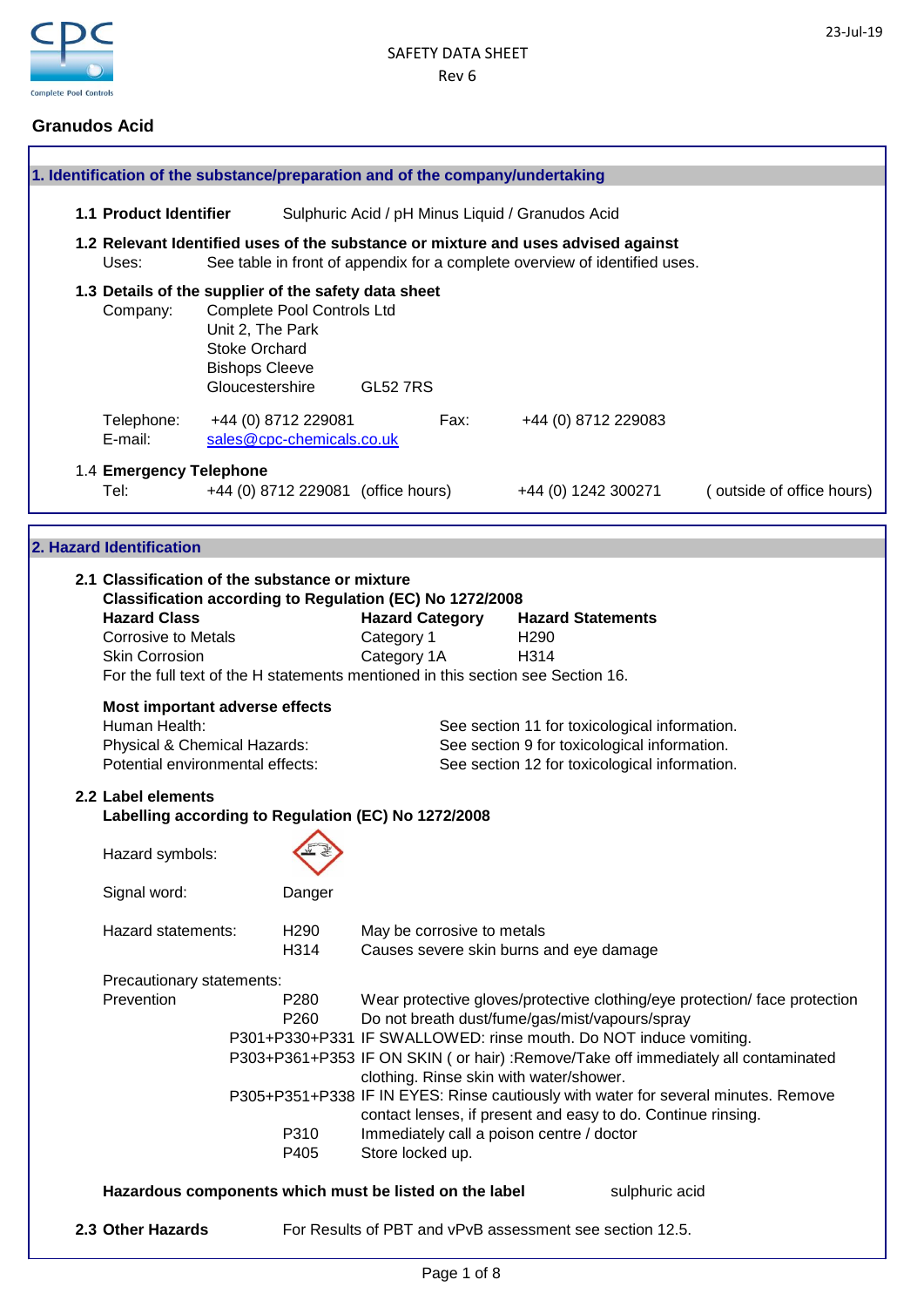SAFETY DATA SHEET
Rev 6

23-Jul-19

# Granudos Acid

## 1. Identification of the substance/preparation and of the company/undertaking

**1.1 Product Identifier** Sulphuric Acid / pH Minus Liquid / Granudos Acid

**1.2 Relevant Identified uses of the substance or mixture and uses advised against**
Uses: See table in front of appendix for a complete overview of identified uses.

**1.3 Details of the supplier of the safety data sheet**
Company: Complete Pool Controls Ltd
Unit 2, The Park
Stoke Orchard
Bishops Cleeve
Gloucestershire GL52 7RS

Telephone: +44 (0) 8712 229081 Fax: +44 (0) 8712 229083
E-mail: sales@cpc-chemicals.co.uk

1.4 **Emergency Telephone**
Tel: +44 (0) 8712 229081 (office hours) +44 (0) 1242 300271 ( outside of office hours)

## 2. Hazard Identification

**2.1 Classification of the substance or mixture**
**Classification according to Regulation (EC) No 1272/2008**

| Hazard Class | Hazard Category | Hazard Statements |
|---|---|---|
| Corrosive to Metals | Category 1 | H290 |
| Skin Corrosion | Category 1A | H314 |

For the full text of the H statements mentioned in this section see Section 16.

**Most important adverse effects**
Human Health: See section 11 for toxicological information.
Physical & Chemical Hazards: See section 9 for toxicological information.
Potential environmental effects: See section 12 for toxicological information.

**2.2 Label elements**
**Labelling according to Regulation (EC) No 1272/2008**

Hazard symbols:

Signal word: Danger

Hazard statements:

| | |
|---|---|
| H290 | May be corrosive to metals |
| H314 | Causes severe skin burns and eye damage |

Precautionary statements:

| | | |
|---|---|---|
| Prevention | P280 | Wear protective gloves/protective clothing/eye protection/ face protection |
| | P260 | Do not breath dust/fume/gas/mist/vapours/spray |
| | P301+P330+P331 | IF SWALLOWED: rinse mouth. Do NOT induce vomiting. |
| | P303+P361+P353 | IF ON SKIN ( or hair) :Remove/Take off immediately all contaminated clothing. Rinse skin with water/shower. |
| | P305+P351+P338 | IF IN EYES: Rinse cautiously with water for several minutes. Remove contact lenses, if present and easy to do. Continue rinsing. |
| | P310 | Immediately call a poison centre / doctor |
| | P405 | Store locked up. |

**Hazardous components which must be listed on the label** sulphuric acid

**2.3 Other Hazards** For Results of PBT and vPvB assessment see section 12.5.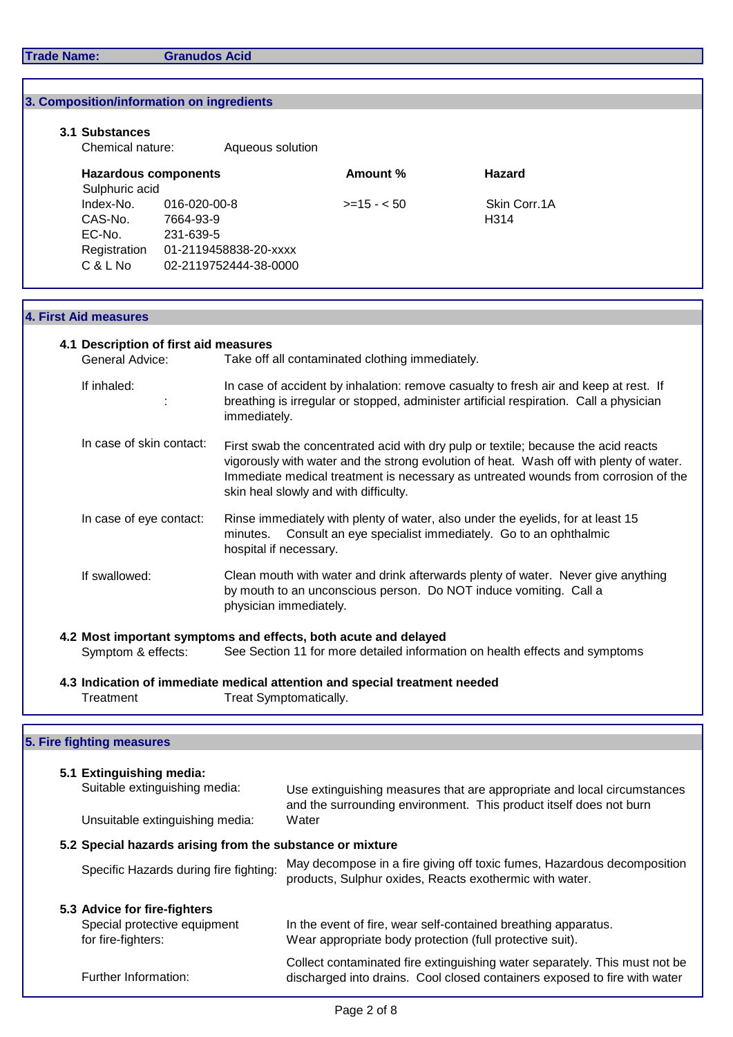**Trade Name:** Granudos Acid

## 3. Composition/information on ingredients

### 3.1 Substances

Chemical nature: Aqueous solution

| Hazardous components | | Amount % | Hazard |
|---|---|---|---|
| Sulphuric acid | | | |
| Index-No. | 016-020-00-8 | >=15 - < 50 | Skin Corr.1A |
| CAS-No. | 7664-93-9 | | H314 |
| EC-No. | 231-639-5 | | |
| Registration | 01-2119458838-20-xxxx | | |
| C & L No | 02-2119752444-38-0000 | | |

## 4. First Aid measures

### 4.1 Description of first aid measures

**General Advice:** Take off all contaminated clothing immediately.

**If inhaled:** In case of accident by inhalation: remove casualty to fresh air and keep at rest. If breathing is irregular or stopped, administer artificial respiration. Call a physician immediately.

**In case of skin contact:** First swab the concentrated acid with dry pulp or textile; because the acid reacts vigorously with water and the strong evolution of heat. Wash off with plenty of water. Immediate medical treatment is necessary as untreated wounds from corrosion of the skin heal slowly and with difficulty.

**In case of eye contact:** Rinse immediately with plenty of water, also under the eyelids, for at least 15 minutes. Consult an eye specialist immediately. Go to an ophthalmic hospital if necessary.

**If swallowed:** Clean mouth with water and drink afterwards plenty of water. Never give anything by mouth to an unconscious person. Do NOT induce vomiting. Call a physician immediately.

### 4.2 Most important symptoms and effects, both acute and delayed

**Symptom & effects:** See Section 11 for more detailed information on health effects and symptoms

### 4.3 Indication of immediate medical attention and special treatment needed

**Treatment:** Treat Symptomatically.

## 5. Fire fighting measures

### 5.1 Extinguishing media:

**Suitable extinguishing media:** Use extinguishing measures that are appropriate and local circumstances and the surrounding environment. This product itself does not burn

**Unsuitable extinguishing media:** Water

### 5.2 Special hazards arising from the substance or mixture

**Specific Hazards during fire fighting:** May decompose in a fire giving off toxic fumes, Hazardous decomposition products, Sulphur oxides, Reacts exothermic with water.

### 5.3 Advice for fire-fighters

**Special protective equipment for fire-fighters:** In the event of fire, wear self-contained breathing apparatus. Wear appropriate body protection (full protective suit).

**Further Information:** Collect contaminated fire extinguishing water separately. This must not be discharged into drains. Cool closed containers exposed to fire with water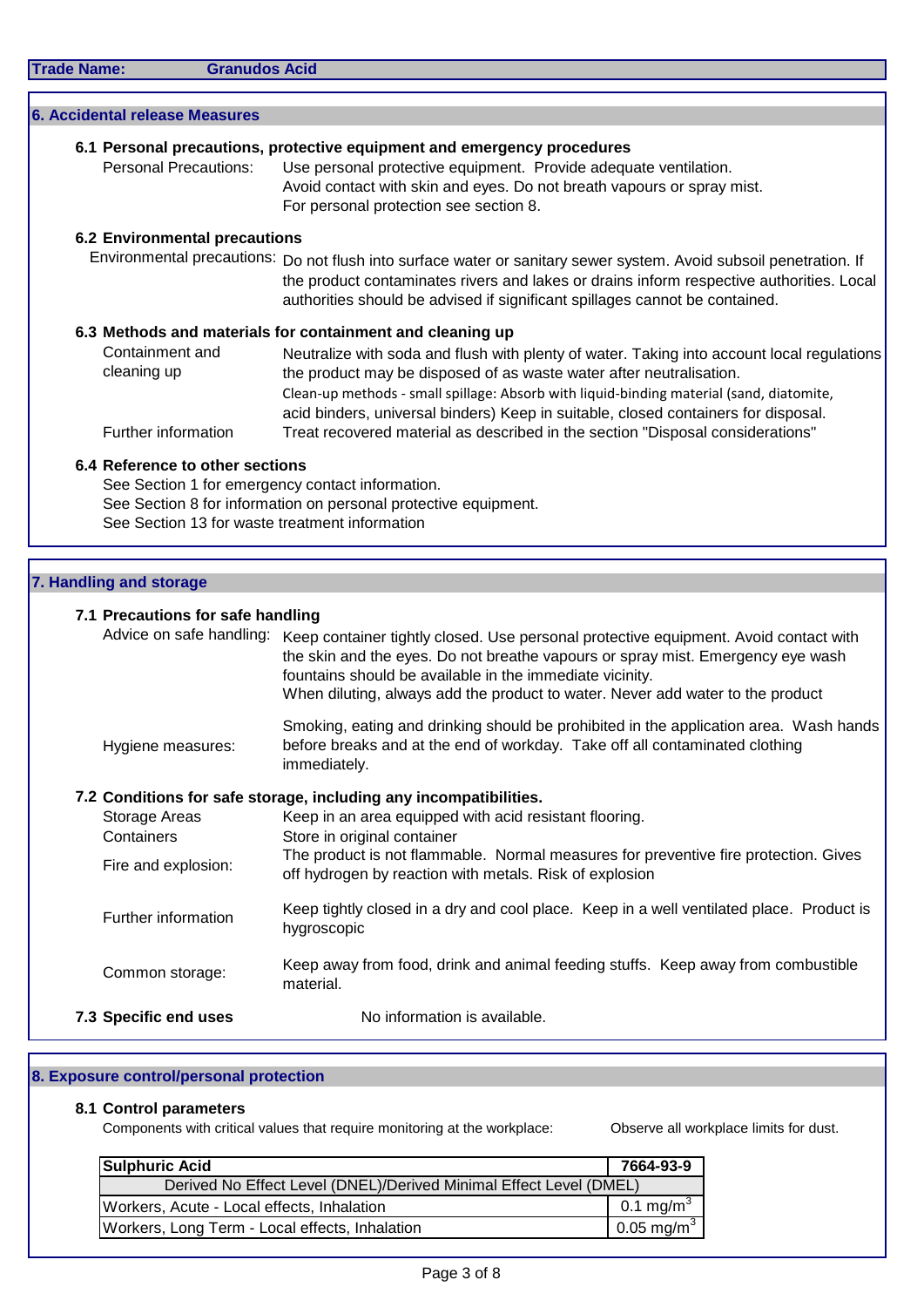**Trade Name:** **Granudos Acid**

## 6. Accidental release Measures

### 6.1 Personal precautions, protective equipment and emergency procedures

Personal Precautions: Use personal protective equipment. Provide adequate ventilation. Avoid contact with skin and eyes. Do not breath vapours or spray mist. For personal protection see section 8.

### 6.2 Environmental precautions

Environmental precautions: Do not flush into surface water or sanitary sewer system. Avoid subsoil penetration. If the product contaminates rivers and lakes or drains inform respective authorities. Local authorities should be advised if significant spillages cannot be contained.

### 6.3 Methods and materials for containment and cleaning up

Containment and cleaning up: Neutralize with soda and flush with plenty of water. Taking into account local regulations the product may be disposed of as waste water after neutralisation. Clean-up methods - small spillage: Absorb with liquid-binding material (sand, diatomite, acid binders, universal binders) Keep in suitable, closed containers for disposal.

Further information: Treat recovered material as described in the section "Disposal considerations"

### 6.4 Reference to other sections

See Section 1 for emergency contact information.
See Section 8 for information on personal protective equipment.
See Section 13 for waste treatment information

## 7. Handling and storage

### 7.1 Precautions for safe handling

Advice on safe handling: Keep container tightly closed. Use personal protective equipment. Avoid contact with the skin and the eyes. Do not breathe vapours or spray mist. Emergency eye wash fountains should be available in the immediate vicinity. When diluting, always add the product to water. Never add water to the product

Hygiene measures: Smoking, eating and drinking should be prohibited in the application area. Wash hands before breaks and at the end of workday. Take off all contaminated clothing immediately.

### 7.2 Conditions for safe storage, including any incompatibilities.

Storage Areas: Keep in an area equipped with acid resistant flooring.

Containers: Store in original container

Fire and explosion: The product is not flammable. Normal measures for preventive fire protection. Gives off hydrogen by reaction with metals. Risk of explosion

Further information: Keep tightly closed in a dry and cool place. Keep in a well ventilated place. Product is hygroscopic

Common storage: Keep away from food, drink and animal feeding stuffs. Keep away from combustible material.

### 7.3 Specific end uses

No information is available.

## 8. Exposure control/personal protection

### 8.1 Control parameters

Components with critical values that require monitoring at the workplace: Observe all workplace limits for dust.

| Sulphuric Acid | 7664-93-9 |
|---|---|
| Derived No Effect Level (DNEL)/Derived Minimal Effect Level (DMEL) | |
| Workers, Acute - Local effects, Inhalation | 0.1 mg/m$^3$ |
| Workers, Long Term - Local effects, Inhalation | 0.05 mg/m$^3$ |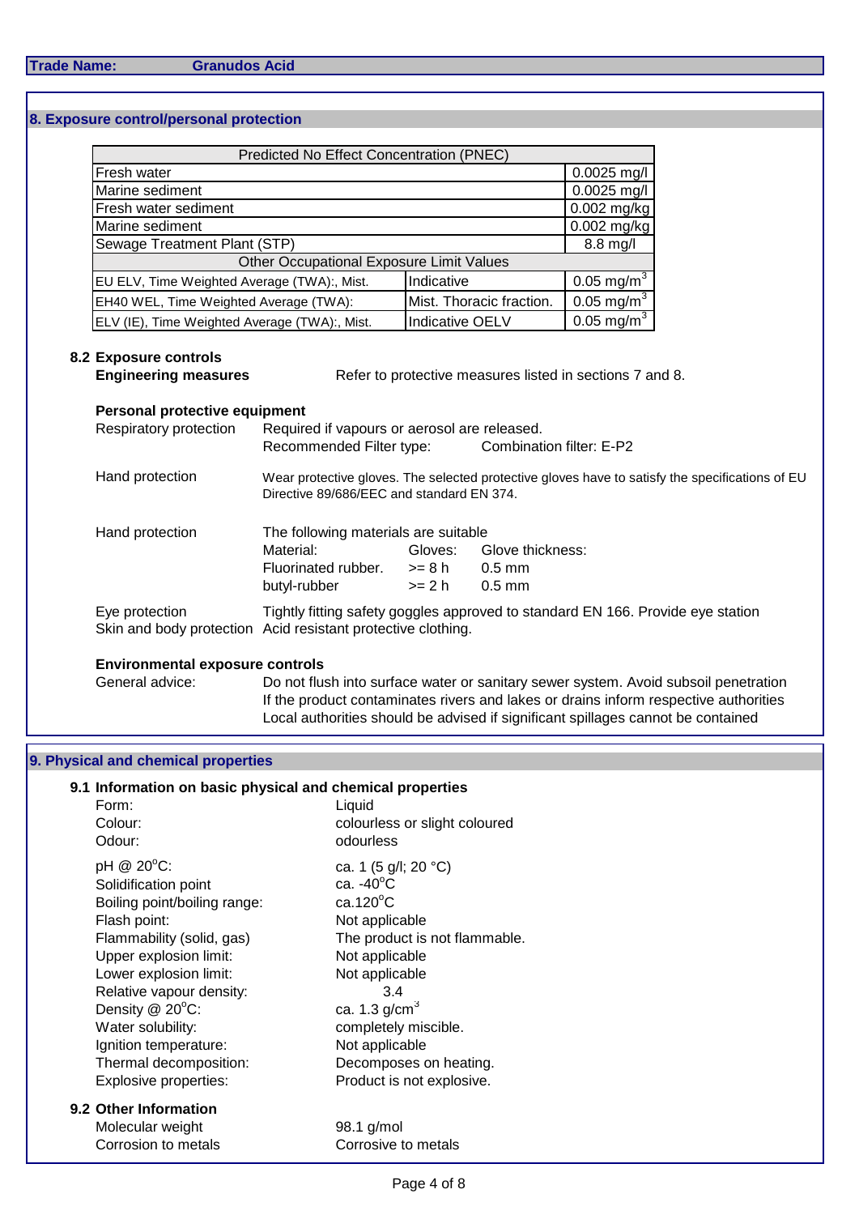**Trade Name:** **Granudos Acid**

## 8. Exposure control/personal protection

| Predicted No Effect Concentration (PNEC) | | |
|---|---|---|
| Fresh water | | 0.0025 mg/l |
| Marine sediment | | 0.0025 mg/l |
| Fresh water sediment | | 0.002 mg/kg |
| Marine sediment | | 0.002 mg/kg |
| Sewage Treatment Plant (STP) | | 8.8 mg/l |
| **Other Occupational Exposure Limit Values** | | |
| EU ELV, Time Weighted Average (TWA):, Mist. | Indicative | 0.05 mg/m$^3$ |
| EH40 WEL, Time Weighted Average (TWA): | Mist. Thoracic fraction. | 0.05 mg/m$^3$ |
| ELV (IE), Time Weighted Average (TWA):, Mist. | Indicative OELV | 0.05 mg/m$^3$ |

### 8.2 Exposure controls

**Engineering measures** Refer to protective measures listed in sections 7 and 8.

**Personal protective equipment**

Respiratory protection: Required if vapours or aerosol are released.
Recommended Filter type: Combination filter: E-P2

Hand protection: Wear protective gloves. The selected protective gloves have to satisfy the specifications of EU Directive 89/686/EEC and standard EN 374.

Hand protection: The following materials are suitable

| Material: | Gloves: | Glove thickness: |
|---|---|---|
| Fluorinated rubber. | >= 8 h | 0.5 mm |
| butyl-rubber | >= 2 h | 0.5 mm |

Eye protection: Tightly fitting safety goggles approved to standard EN 166. Provide eye station

Skin and body protection: Acid resistant protective clothing.

**Environmental exposure controls**

General advice: Do not flush into surface water or sanitary sewer system. Avoid subsoil penetration
If the product contaminates rivers and lakes or drains inform respective authorities
Local authorities should be advised if significant spillages cannot be contained

## 9. Physical and chemical properties

### 9.1 Information on basic physical and chemical properties

| | |
|---|---|
| Form: | Liquid |
| Colour: | colourless or slight coloured |
| Odour: | odourless |
| pH @ 20°C: | ca. 1 (5 g/l; 20 °C) |
| Solidification point | ca. -40°C |
| Boiling point/boiling range: | ca.120°C |
| Flash point: | Not applicable |
| Flammability (solid, gas) | The product is not flammable. |
| Upper explosion limit: | Not applicable |
| Lower explosion limit: | Not applicable |
| Relative vapour density: | 3.4 |
| Density @ 20°C: | ca. 1.3 g/cm$^3$ |
| Water solubility: | completely miscible. |
| Ignition temperature: | Not applicable |
| Thermal decomposition: | Decomposes on heating. |
| Explosive properties: | Product is not explosive. |

### 9.2 Other Information

| | |
|---|---|
| Molecular weight | 98.1 g/mol |
| Corrosion to metals | Corrosive to metals |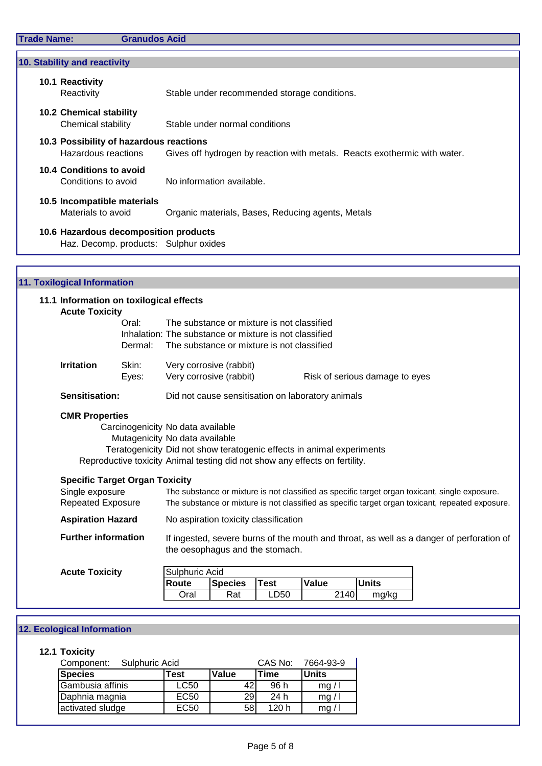**Trade Name:** Granudos Acid

## 10. Stability and reactivity

### 10.1 Reactivity
Reactivity: Stable under recommended storage conditions.

### 10.2 Chemical stability
Chemical stability: Stable under normal conditions

### 10.3 Possibility of hazardous reactions
Hazardous reactions: Gives off hydrogen by reaction with metals. Reacts exothermic with water.

### 10.4 Conditions to avoid
Conditions to avoid: No information available.

### 10.5 Incompatible materials
Materials to avoid: Organic materials, Bases, Reducing agents, Metals

### 10.6 Hazardous decomposition products
Haz. Decomp. products: Sulphur oxides

## 11. Toxilogical Information

### 11.1 Information on toxilogical effects

**Acute Toxicity**

Oral: The substance or mixture is not classified
Inhalation: The substance or mixture is not classified
Dermal: The substance or mixture is not classified

**Irritation**

Skin: Very corrosive (rabbit)
Eyes: Very corrosive (rabbit) — Risk of serious damage to eyes

**Sensitisation:** Did not cause sensitisation on laboratory animals

**CMR Properties**

Carcinogenicity: No data available
Mutagenicity: No data available
Teratogenicity: Did not show teratogenic effects in animal experiments
Reproductive toxicity: Animal testing did not show any effects on fertility.

**Specific Target Organ Toxicity**

Single exposure: The substance or mixture is not classified as specific target organ toxicant, single exposure.
Repeated Exposure: The substance or mixture is not classified as specific target organ toxicant, repeated exposure.

**Aspiration Hazard:** No aspiration toxicity classification

**Further information:** If ingested, severe burns of the mouth and throat, as well as a danger of perforation of the oesophagus and the stomach.

**Acute Toxicity**

| Sulphuric Acid | | | | |
|---|---|---|---|---|
| **Route** | **Species** | **Test** | **Value** | **Units** |
| Oral | Rat | LD50 | 2140 | mg/kg |

## 12. Ecological Information

### 12.1 Toxicity

Component: Sulphuric Acid — CAS No: 7664-93-9

| Species | Test | Value | Time | Units |
|---|---|---|---|---|
| Gambusia affinis | LC50 | 42 | 96 h | mg / l |
| Daphnia magnia | EC50 | 29 | 24 h | mg / l |
| activated sludge | EC50 | 58 | 120 h | mg / l |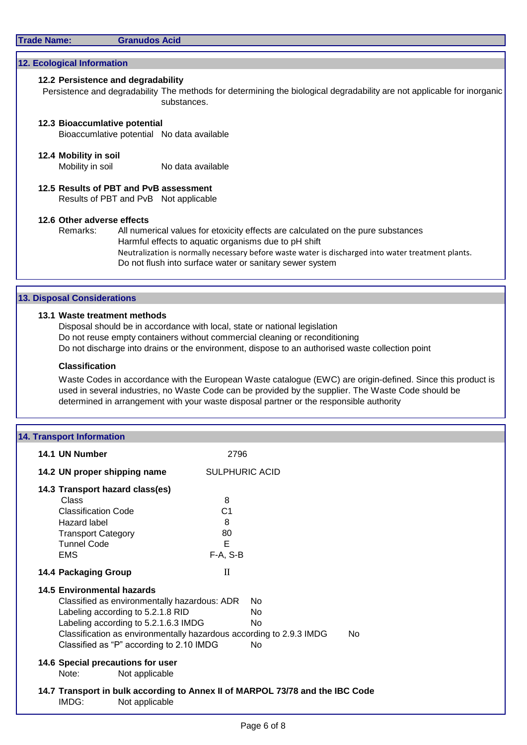**Trade Name:** **Granudos Acid**

## 12. Ecological Information

### 12.2 Persistence and degradability

Persistence and degradability The methods for determining the biological degradability are not applicable for inorganic substances.

### 12.3 Bioaccumlative potential

Bioaccumlative potential No data available

### 12.4 Mobility in soil

Mobility in soil No data available

### 12.5 Results of PBT and PvB assessment

Results of PBT and PvB Not applicable

### 12.6 Other adverse effects

Remarks: All numerical values for etoxicity effects are calculated on the pure substances
Harmful effects to aquatic organisms due to pH shift
Neutralization is normally necessary before waste water is discharged into water treatment plants.
Do not flush into surface water or sanitary sewer system

## 13. Disposal Considerations

### 13.1 Waste treatment methods

Disposal should be in accordance with local, state or national legislation
Do not reuse empty containers without commercial cleaning or reconditioning
Do not discharge into drains or the environment, dispose to an authorised waste collection point

**Classification**

Waste Codes in accordance with the European Waste catalogue (EWC) are origin-defined. Since this product is used in several industries, no Waste Code can be provided by the supplier. The Waste Code should be determined in arrangement with your waste disposal partner or the responsible authority

## 14. Transport Information

| | |
|---|---|
| **14.1 UN Number** | 2796 |
| **14.2 UN proper shipping name** | SULPHURIC ACID |
| **14.3 Transport hazard class(es)** | |
| Class | 8 |
| Classification Code | C1 |
| Hazard label | 8 |
| Transport Category | 80 |
| Tunnel Code | E |
| EMS | F-A, S-B |
| **14.4 Packaging Group** | II |

### 14.5 Environmental hazards

| | |
|---|---|
| Classified as environmentally hazardous: ADR | No |
| Labeling according to 5.2.1.8 RID | No |
| Labeling according to 5.2.1.6.3 IMDG | No |
| Classification as environmentally hazardous according to 2.9.3 IMDG | No |
| Classified as "P" according to 2.10 IMDG | No |

### 14.6 Special precautions for user

Note: Not applicable

### 14.7 Transport in bulk according to Annex II of MARPOL 73/78 and the IBC Code

IMDG: Not applicable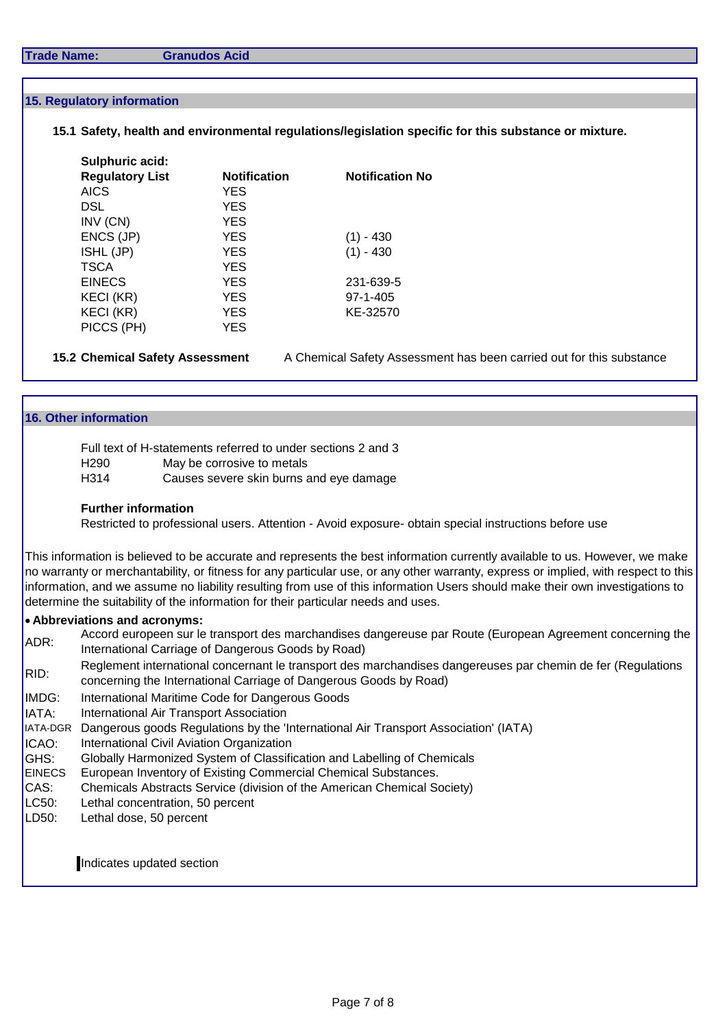**Trade Name:** Granudos Acid

## 15. Regulatory information

### 15.1 Safety, health and environmental regulations/legislation specific for this substance or mixture.

**Sulphuric acid:**

| Regulatory List | Notification | Notification No |
|---|---|---|
| AICS | YES | |
| DSL | YES | |
| INV (CN) | YES | |
| ENCS (JP) | YES | (1) - 430 |
| ISHL (JP) | YES | (1) - 430 |
| TSCA | YES | |
| EINECS | YES | 231-639-5 |
| KECI (KR) | YES | 97-1-405 |
| KECI (KR) | YES | KE-32570 |
| PICCS (PH) | YES | |

**15.2 Chemical Safety Assessment** A Chemical Safety Assessment has been carried out for this substance

## 16. Other information

Full text of H-statements referred to under sections 2 and 3

H290 May be corrosive to metals

H314 Causes severe skin burns and eye damage

**Further information**

Restricted to professional users. Attention - Avoid exposure- obtain special instructions before use

This information is believed to be accurate and represents the best information currently available to us. However, we make no warranty or merchantability, or fitness for any particular use, or any other warranty, express or implied, with respect to this information, and we assume no liability resulting from use of this information Users should make their own investigations to determine the suitability of the information for their particular needs and uses.

- **Abbreviations and acronyms:**

ADR: Accord europeen sur le transport des marchandises dangereuse par Route (European Agreement concerning the International Carriage of Dangerous Goods by Road)

RID: Reglement international concernant le transport des marchandises dangereuses par chemin de fer (Regulations concerning the International Carriage of Dangerous Goods by Road)

IMDG: International Maritime Code for Dangerous Goods

IATA: International Air Transport Association

IATA-DGR Dangerous goods Regulations by the 'International Air Transport Association' (IATA)

ICAO: International Civil Aviation Organization

GHS: Globally Harmonized System of Classification and Labelling of Chemicals

EINECS European Inventory of Existing Commercial Chemical Substances.

CAS: Chemicals Abstracts Service (division of the American Chemical Society)

LC50: Lethal concentration, 50 percent

LD50: Lethal dose, 50 percent

▌Indicates updated section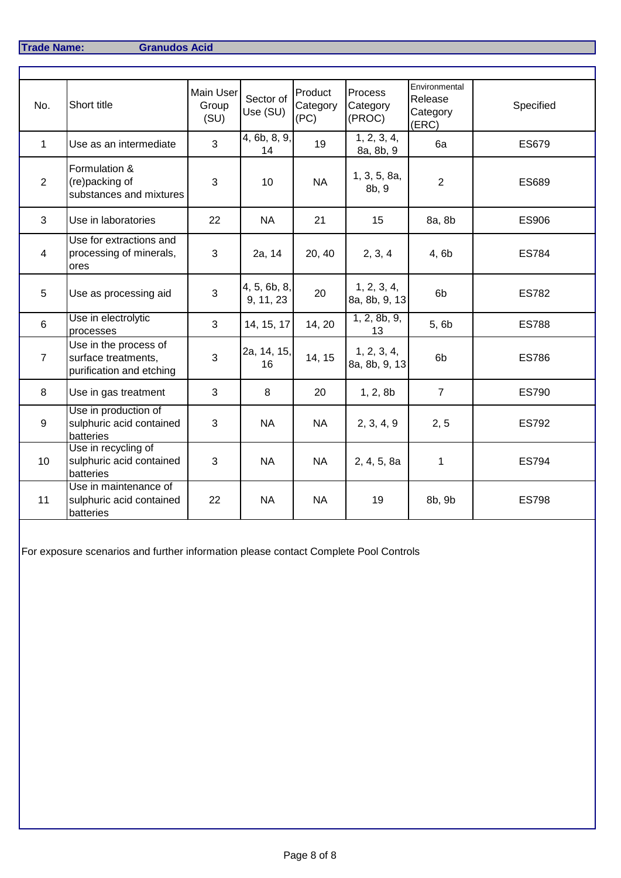**Trade Name: Granudos Acid**

| No. | Short title | Main User Group (SU) | Sector of Use (SU) | Product Category (PC) | Process Category (PROC) | Environmental Release Category (ERC) | Specified |
|---|---|---|---|---|---|---|---|
| 1 | Use as an intermediate | 3 | 4, 6b, 8, 9, 14 | 19 | 1, 2, 3, 4, 8a, 8b, 9 | 6a | ES679 |
| 2 | Formulation & (re)packing of substances and mixtures | 3 | 10 | NA | 1, 3, 5, 8a, 8b, 9 | 2 | ES689 |
| 3 | Use in laboratories | 22 | NA | 21 | 15 | 8a, 8b | ES906 |
| 4 | Use for extractions and processing of minerals, ores | 3 | 2a, 14 | 20, 40 | 2, 3, 4 | 4, 6b | ES784 |
| 5 | Use as processing aid | 3 | 4, 5, 6b, 8, 9, 11, 23 | 20 | 1, 2, 3, 4, 8a, 8b, 9, 13 | 6b | ES782 |
| 6 | Use in electrolytic processes | 3 | 14, 15, 17 | 14, 20 | 1, 2, 8b, 9, 13 | 5, 6b | ES788 |
| 7 | Use in the process of surface treatments, purification and etching | 3 | 2a, 14, 15, 16 | 14, 15 | 1, 2, 3, 4, 8a, 8b, 9, 13 | 6b | ES786 |
| 8 | Use in gas treatment | 3 | 8 | 20 | 1, 2, 8b | 7 | ES790 |
| 9 | Use in production of sulphuric acid contained batteries | 3 | NA | NA | 2, 3, 4, 9 | 2, 5 | ES792 |
| 10 | Use in recycling of sulphuric acid contained batteries | 3 | NA | NA | 2, 4, 5, 8a | 1 | ES794 |
| 11 | Use in maintenance of sulphuric acid contained batteries | 22 | NA | NA | 19 | 8b, 9b | ES798 |

For exposure scenarios and further information please contact Complete Pool Controls